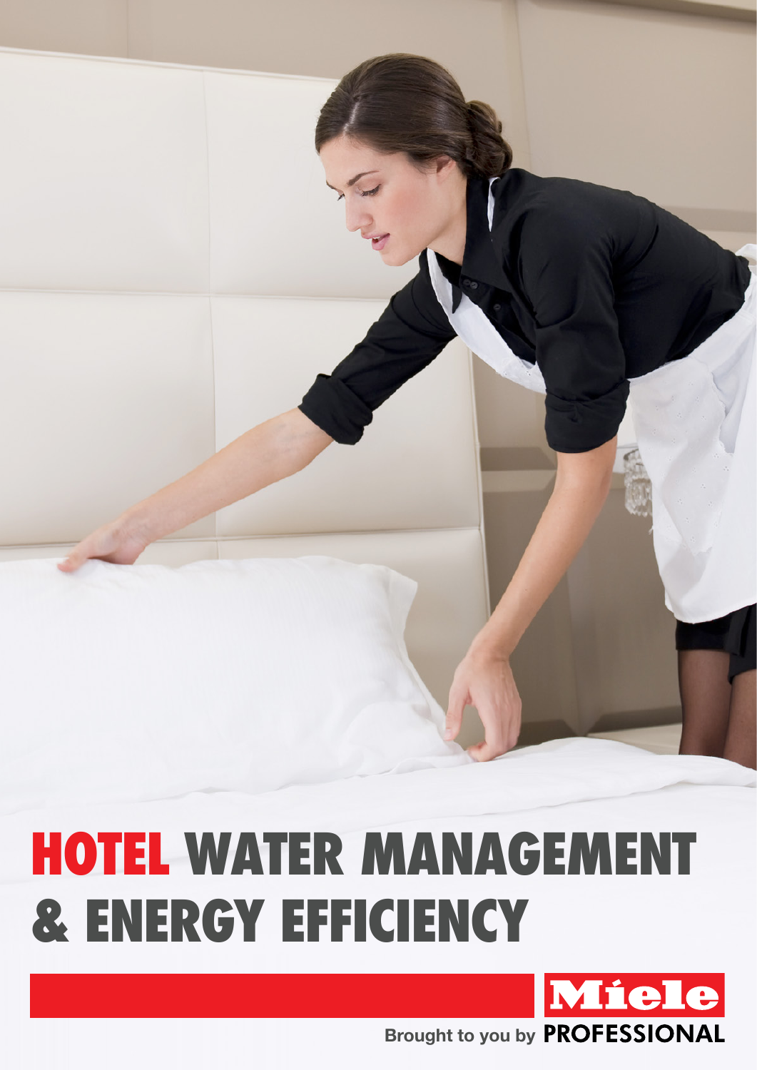# HOTEL WATER MANAGEMENT & ENERGY EFFICIENCY

Brought to you by Miele PROFESSIONAL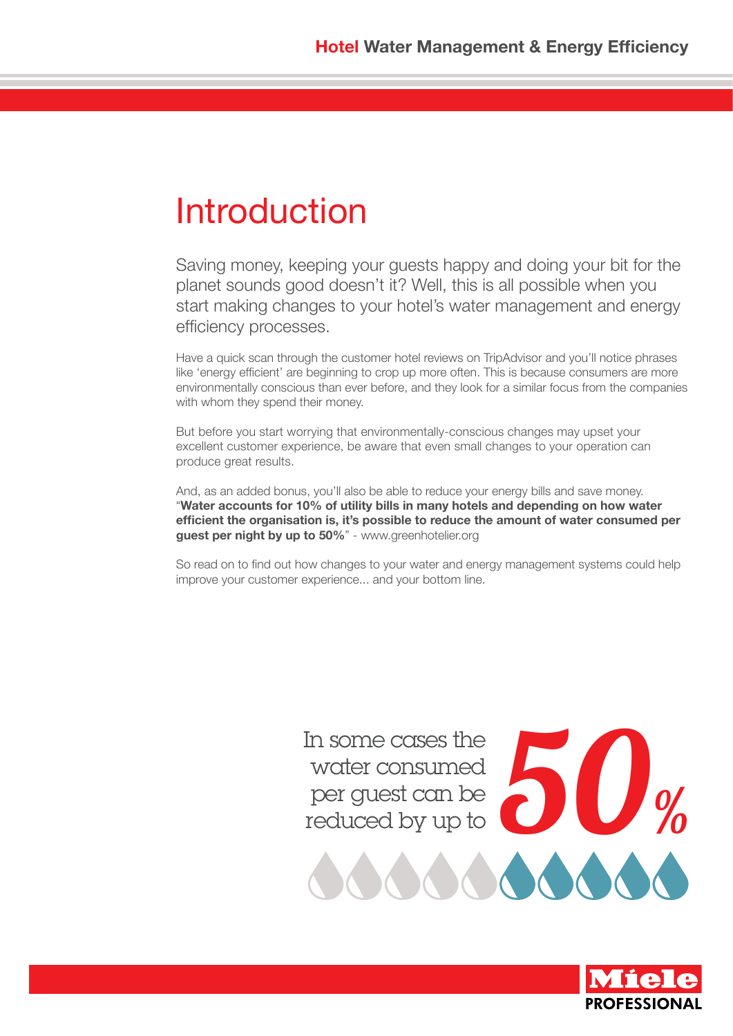# Introduction

Saving money, keeping your guests happy and doing your bit for the planet sounds good doesn't it? Well, this is all possible when you start making changes to your hotel's water management and energy efficiency processes.

Have a quick scan through the customer hotel reviews on TripAdvisor and you'll notice phrases like 'energy efficient' are beginning to crop up more often. This is because consumers are more environmentally conscious than ever before, and they look for a similar focus from the companies with whom they spend their money.

But before you start worrying that environmentally-conscious changes may upset your excellent customer experience, be aware that even small changes to your operation can produce great results.

And, as an added bonus, you'll also be able to reduce your energy bills and save money. "**Water accounts for 10% of utility bills in many hotels and depending on how water efficient the organisation is, it's possible to reduce the amount of water consumed per guest per night by up to 50%**" - www.greenhotelier.org

So read on to find out how changes to your water and energy management systems could help improve your customer experience... and your bottom line.

In some cases the water consumed per guest can be reduced by up to ***50%***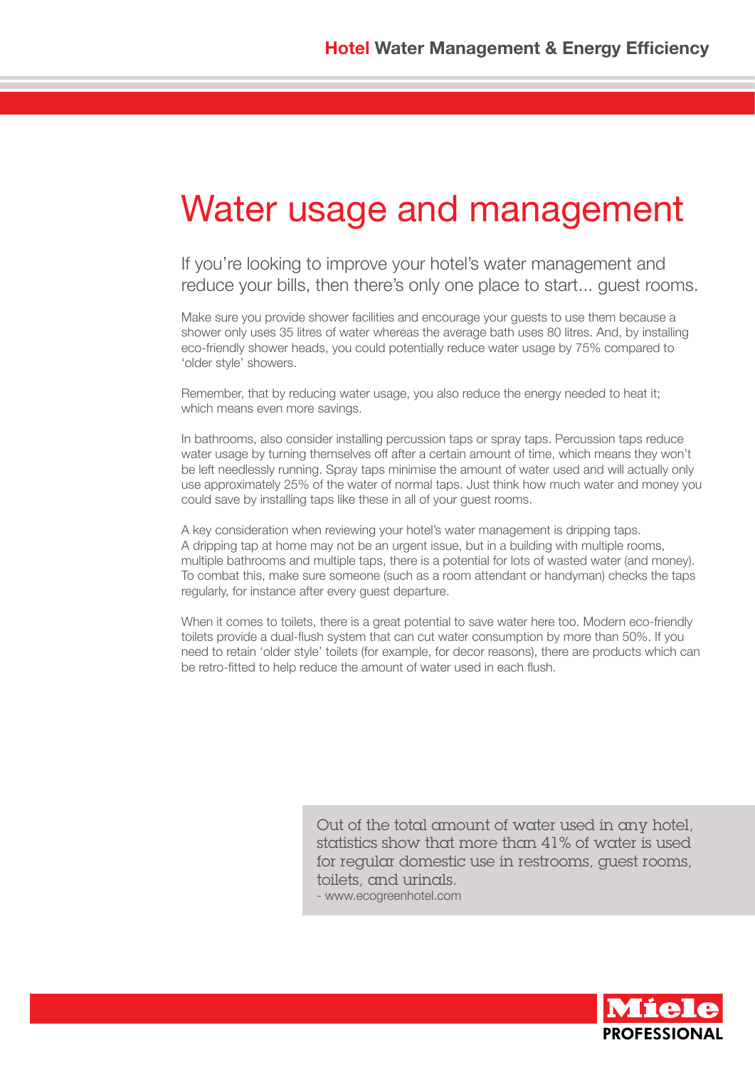# Water usage and management

If you're looking to improve your hotel's water management and reduce your bills, then there's only one place to start... guest rooms.

Make sure you provide shower facilities and encourage your guests to use them because a shower only uses 35 litres of water whereas the average bath uses 80 litres. And, by installing eco-friendly shower heads, you could potentially reduce water usage by 75% compared to 'older style' showers.

Remember, that by reducing water usage, you also reduce the energy needed to heat it; which means even more savings.

In bathrooms, also consider installing percussion taps or spray taps. Percussion taps reduce water usage by turning themselves off after a certain amount of time, which means they won't be left needlessly running. Spray taps minimise the amount of water used and will actually only use approximately 25% of the water of normal taps. Just think how much water and money you could save by installing taps like these in all of your guest rooms.

A key consideration when reviewing your hotel's water management is dripping taps. A dripping tap at home may not be an urgent issue, but in a building with multiple rooms, multiple bathrooms and multiple taps, there is a potential for lots of wasted water (and money). To combat this, make sure someone (such as a room attendant or handyman) checks the taps regularly, for instance after every guest departure.

When it comes to toilets, there is a great potential to save water here too. Modern eco-friendly toilets provide a dual-flush system that can cut water consumption by more than 50%. If you need to retain 'older style' toilets (for example, for decor reasons), there are products which can be retro-fitted to help reduce the amount of water used in each flush.

> Out of the total amount of water used in any hotel, statistics show that more than 41% of water is used for regular domestic use in restrooms, guest rooms, toilets, and urinals.
> - www.ecogreenhotel.com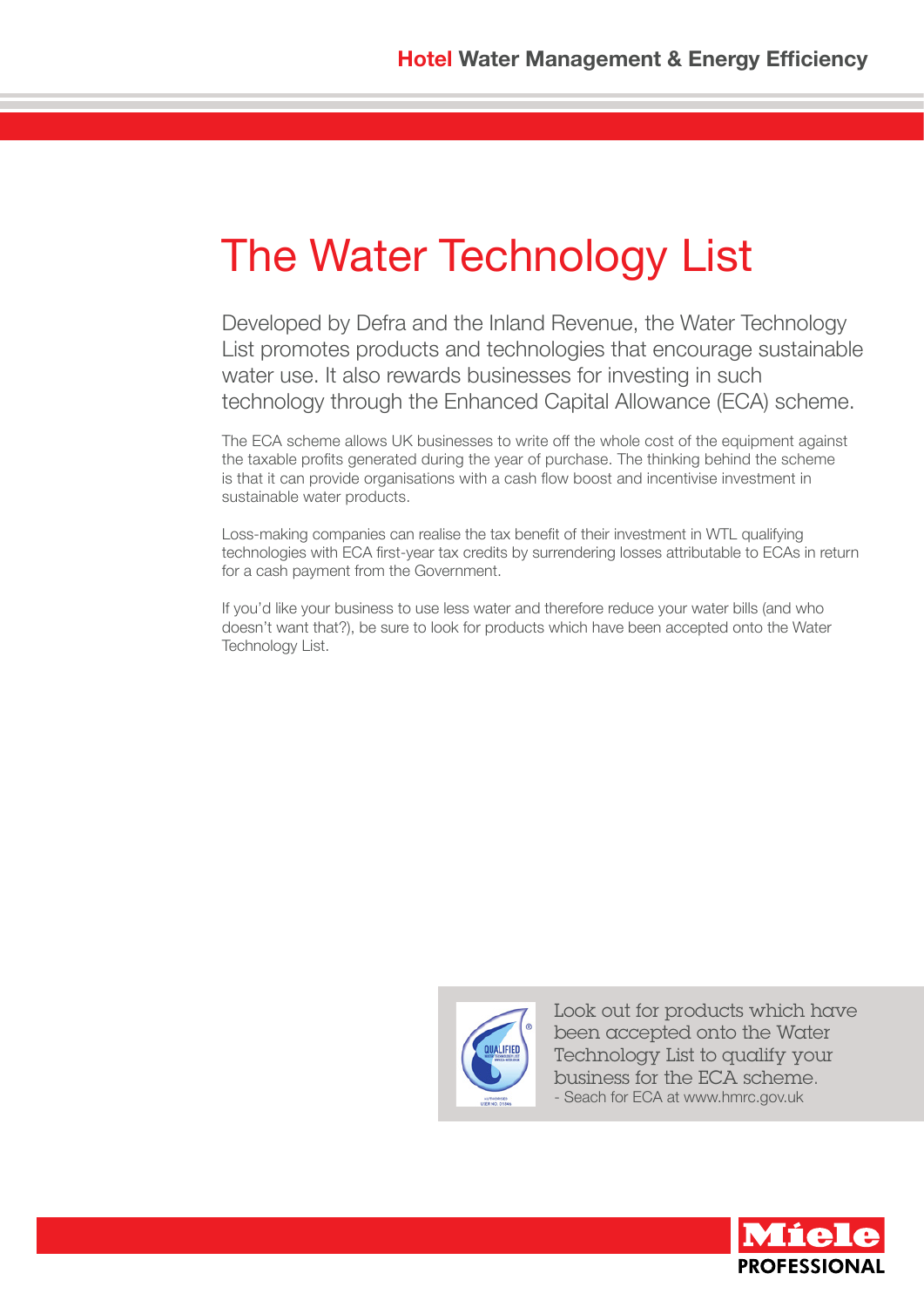# The Water Technology List

Developed by Defra and the Inland Revenue, the Water Technology List promotes products and technologies that encourage sustainable water use. It also rewards businesses for investing in such technology through the Enhanced Capital Allowance (ECA) scheme.

The ECA scheme allows UK businesses to write off the whole cost of the equipment against the taxable profits generated during the year of purchase. The thinking behind the scheme is that it can provide organisations with a cash flow boost and incentivise investment in sustainable water products.

Loss-making companies can realise the tax benefit of their investment in WTL qualifying technologies with ECA first-year tax credits by surrendering losses attributable to ECAs in return for a cash payment from the Government.

If you'd like your business to use less water and therefore reduce your water bills (and who doesn't want that?), be sure to look for products which have been accepted onto the Water Technology List.

Look out for products which have been accepted onto the Water Technology List to qualify your business for the ECA scheme.
- Seach for ECA at www.hmrc.gov.uk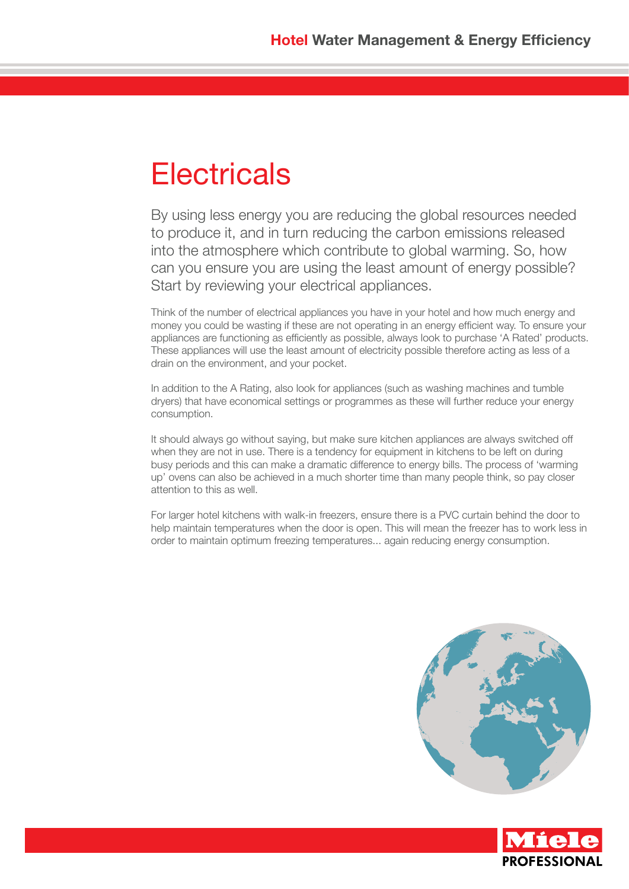# Electricals

By using less energy you are reducing the global resources needed to produce it, and in turn reducing the carbon emissions released into the atmosphere which contribute to global warming. So, how can you ensure you are using the least amount of energy possible? Start by reviewing your electrical appliances.

Think of the number of electrical appliances you have in your hotel and how much energy and money you could be wasting if these are not operating in an energy efficient way. To ensure your appliances are functioning as efficiently as possible, always look to purchase 'A Rated' products. These appliances will use the least amount of electricity possible therefore acting as less of a drain on the environment, and your pocket.

In addition to the A Rating, also look for appliances (such as washing machines and tumble dryers) that have economical settings or programmes as these will further reduce your energy consumption.

It should always go without saying, but make sure kitchen appliances are always switched off when they are not in use. There is a tendency for equipment in kitchens to be left on during busy periods and this can make a dramatic difference to energy bills. The process of 'warming up' ovens can also be achieved in a much shorter time than many people think, so pay closer attention to this as well.

For larger hotel kitchens with walk-in freezers, ensure there is a PVC curtain behind the door to help maintain temperatures when the door is open. This will mean the freezer has to work less in order to maintain optimum freezing temperatures... again reducing energy consumption.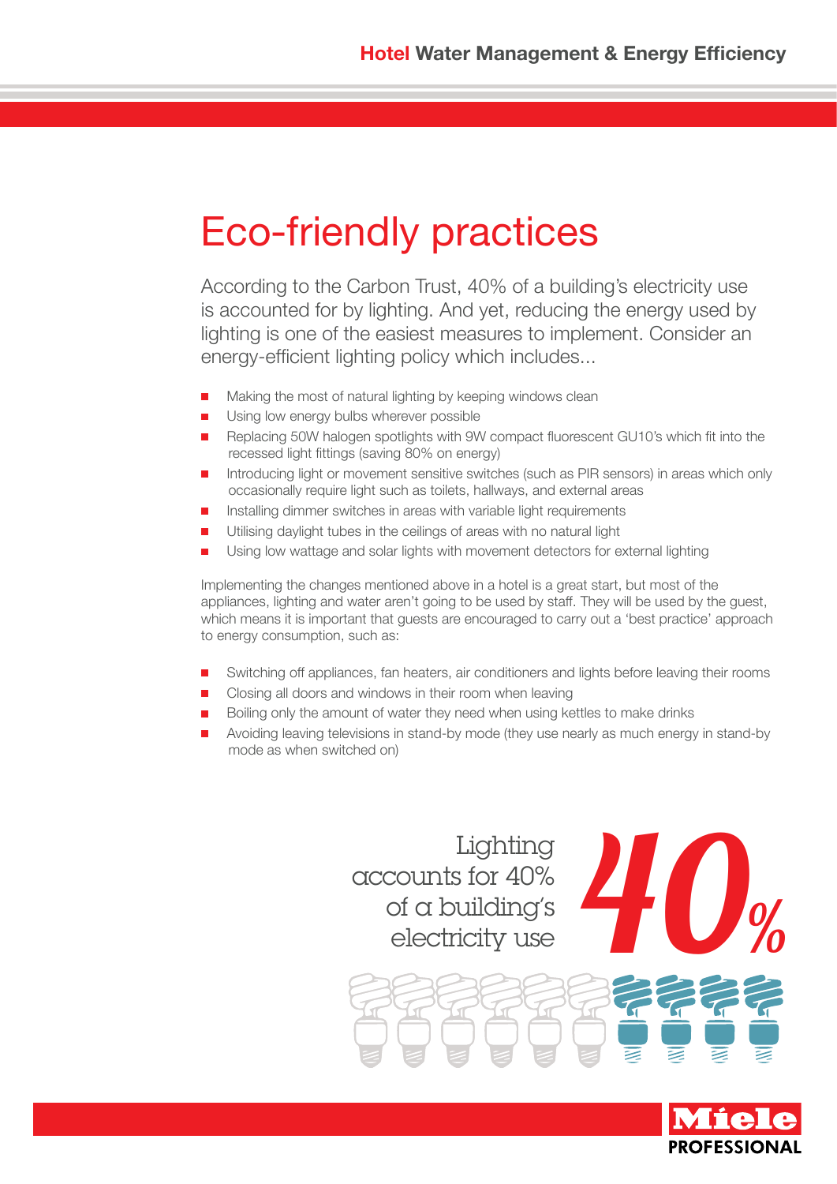# Eco-friendly practices

According to the Carbon Trust, 40% of a building's electricity use is accounted for by lighting. And yet, reducing the energy used by lighting is one of the easiest measures to implement. Consider an energy-efficient lighting policy which includes...

- Making the most of natural lighting by keeping windows clean
- Using low energy bulbs wherever possible
- Replacing 50W halogen spotlights with 9W compact fluorescent GU10's which fit into the recessed light fittings (saving 80% on energy)
- Introducing light or movement sensitive switches (such as PIR sensors) in areas which only occasionally require light such as toilets, hallways, and external areas
- Installing dimmer switches in areas with variable light requirements
- Utilising daylight tubes in the ceilings of areas with no natural light
- Using low wattage and solar lights with movement detectors for external lighting

Implementing the changes mentioned above in a hotel is a great start, but most of the appliances, lighting and water aren't going to be used by staff. They will be used by the guest, which means it is important that guests are encouraged to carry out a 'best practice' approach to energy consumption, such as:

- Switching off appliances, fan heaters, air conditioners and lights before leaving their rooms
- Closing all doors and windows in their room when leaving
- Boiling only the amount of water they need when using kettles to make drinks
- Avoiding leaving televisions in stand-by mode (they use nearly as much energy in stand-by mode as when switched on)

Lighting accounts for 40% of a building's electricity use

**40%**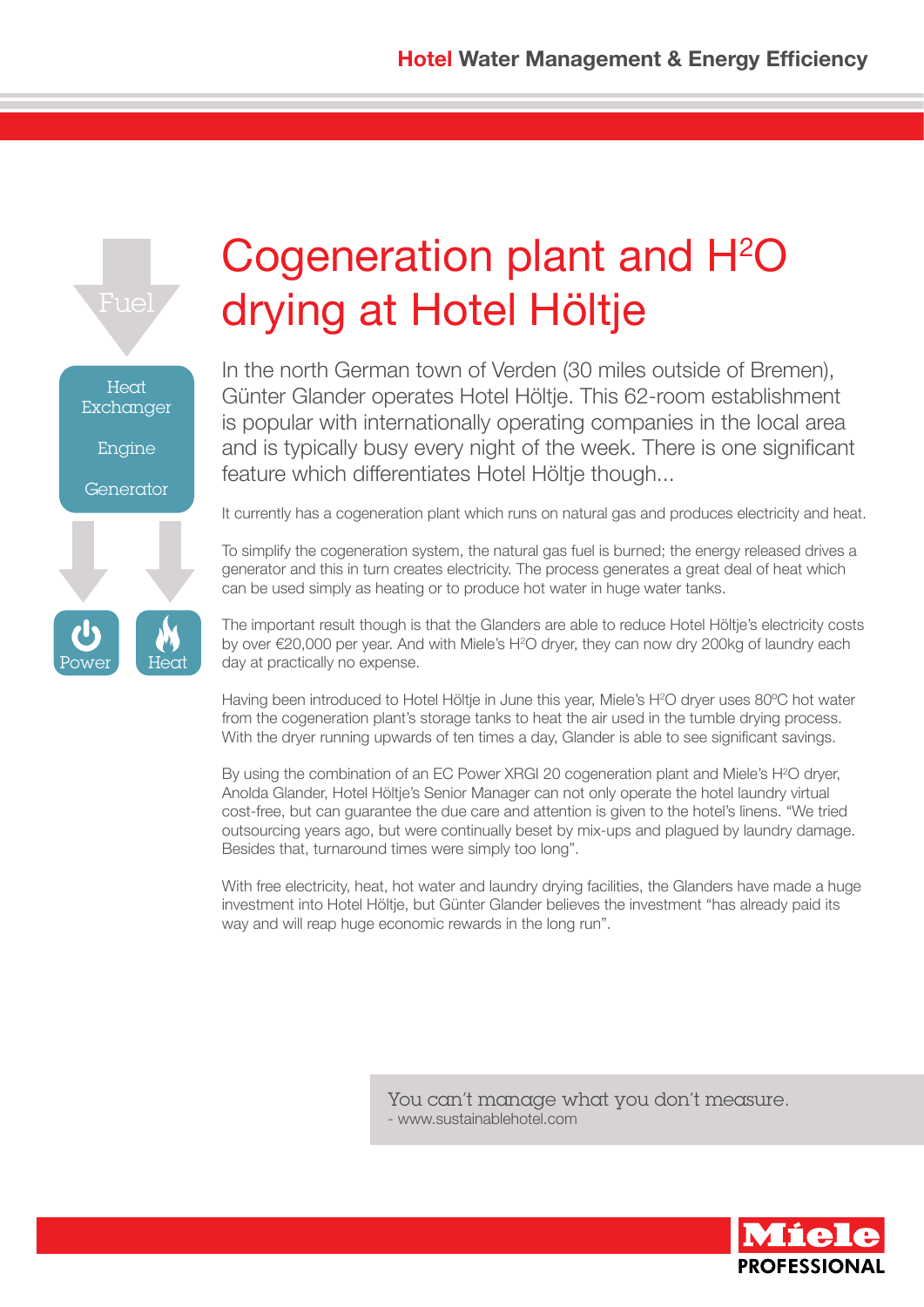# Cogeneration plant and $H^2O$ drying at Hotel Höltje

Fuel

Heat Exchanger

Engine

Generator

Power

Heat

In the north German town of Verden (30 miles outside of Bremen), Günter Glander operates Hotel Höltje. This 62-room establishment is popular with internationally operating companies in the local area and is typically busy every night of the week. There is one significant feature which differentiates Hotel Höltje though...

It currently has a cogeneration plant which runs on natural gas and produces electricity and heat.

To simplify the cogeneration system, the natural gas fuel is burned; the energy released drives a generator and this in turn creates electricity. The process generates a great deal of heat which can be used simply as heating or to produce hot water in huge water tanks.

The important result though is that the Glanders are able to reduce Hotel Höltje's electricity costs by over €20,000 per year. And with Miele's $H^2O$ dryer, they can now dry 200kg of laundry each day at practically no expense.

Having been introduced to Hotel Höltje in June this year, Miele's $H^2O$ dryer uses 80ºC hot water from the cogeneration plant's storage tanks to heat the air used in the tumble drying process. With the dryer running upwards of ten times a day, Glander is able to see significant savings.

By using the combination of an EC Power XRGI 20 cogeneration plant and Miele's $H^2O$ dryer, Anolda Glander, Hotel Höltje's Senior Manager can not only operate the hotel laundry virtual cost-free, but can guarantee the due care and attention is given to the hotel's linens. "We tried outsourcing years ago, but were continually beset by mix-ups and plagued by laundry damage. Besides that, turnaround times were simply too long".

With free electricity, heat, hot water and laundry drying facilities, the Glanders have made a huge investment into Hotel Höltje, but Günter Glander believes the investment "has already paid its way and will reap huge economic rewards in the long run".

> You can't manage what you don't measure.
> - www.sustainablehotel.com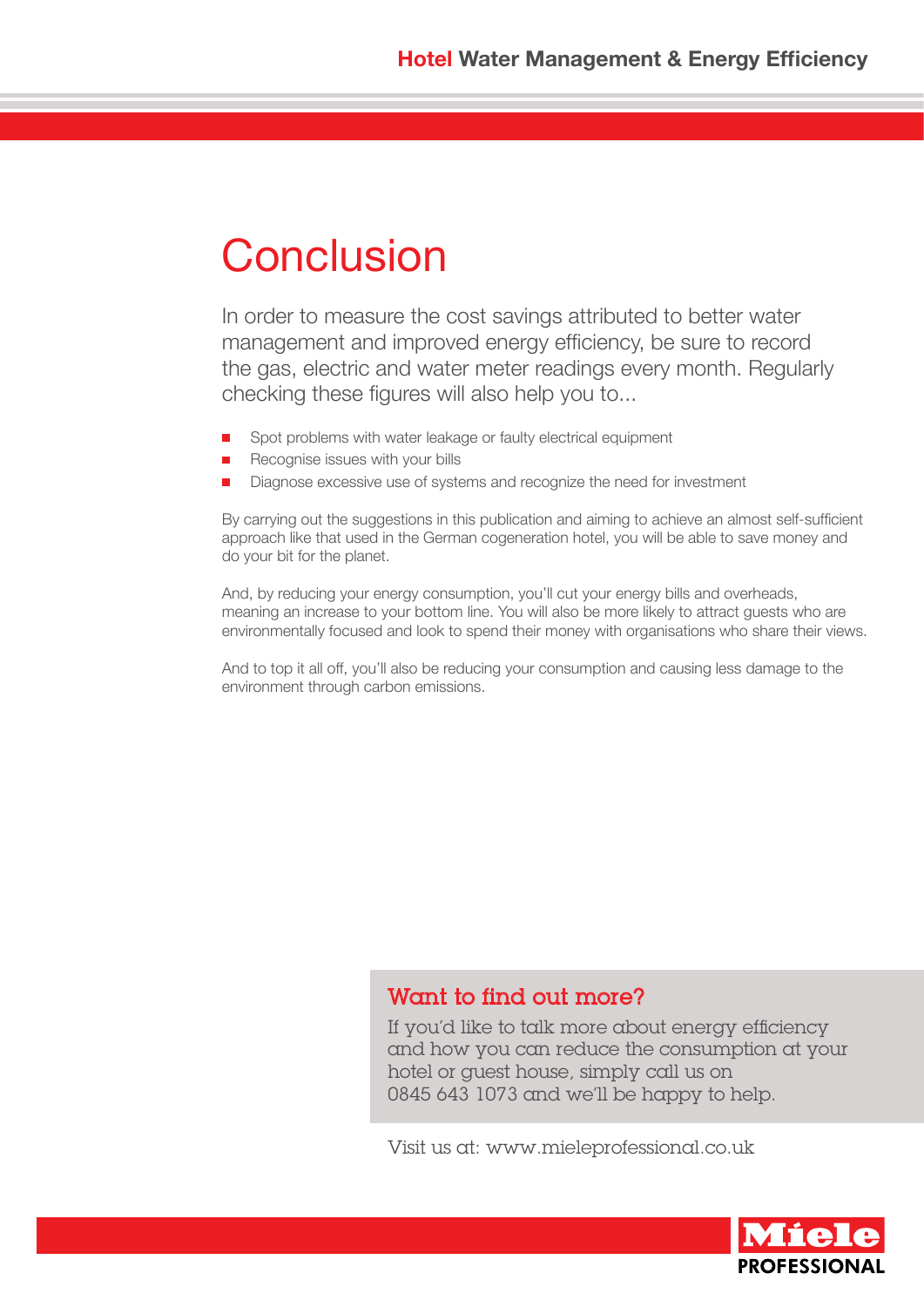# Conclusion

In order to measure the cost savings attributed to better water management and improved energy efficiency, be sure to record the gas, electric and water meter readings every month. Regularly checking these figures will also help you to...

- Spot problems with water leakage or faulty electrical equipment
- Recognise issues with your bills
- Diagnose excessive use of systems and recognize the need for investment

By carrying out the suggestions in this publication and aiming to achieve an almost self-sufficient approach like that used in the German cogeneration hotel, you will be able to save money and do your bit for the planet.

And, by reducing your energy consumption, you'll cut your energy bills and overheads, meaning an increase to your bottom line. You will also be more likely to attract guests who are environmentally focused and look to spend their money with organisations who share their views.

And to top it all off, you'll also be reducing your consumption and causing less damage to the environment through carbon emissions.

## Want to find out more?

If you'd like to talk more about energy efficiency and how you can reduce the consumption at your hotel or guest house, simply call us on 0845 643 1073 and we'll be happy to help.

Visit us at: www.mieleprofessional.co.uk

Miele PROFESSIONAL